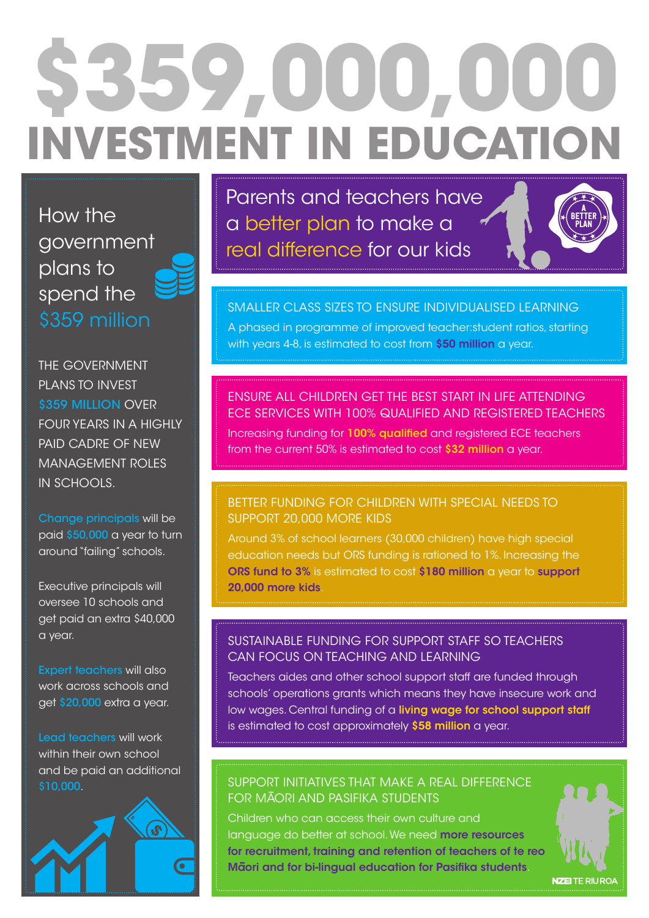# $359,000,000 INVESTMENT IN EDUCATION

## How the government plans to spend the $359 million

THE GOVERNMENT PLANS TO INVEST $359 MILLION OVER FOUR YEARS IN A HIGHLY PAID CADRE OF NEW MANAGEMENT ROLES IN SCHOOLS.

Change principals will be paid $50,000 a year to turn around "failing" schools.

Executive principals will oversee 10 schools and get paid an extra $40,000 a year.

Expert teachers will also work across schools and get $20,000 extra a year.

Lead teachers will work within their own school and be paid an additional $10,000.

## Parents and teachers have a better plan to make a real difference for our kids

A BETTER PLAN

### SMALLER CLASS SIZES TO ENSURE INDIVIDUALISED LEARNING

A phased in programme of improved teacher:student ratios, starting with years 4-8, is estimated to cost from **$50 million** a year.

### ENSURE ALL CHILDREN GET THE BEST START IN LIFE ATTENDING ECE SERVICES WITH 100% QUALIFIED AND REGISTERED TEACHERS

Increasing funding for **100% qualified** and registered ECE teachers from the current 50% is estimated to cost **$32 million** a year.

### BETTER FUNDING FOR CHILDREN WITH SPECIAL NEEDS TO SUPPORT 20,000 MORE KIDS

Around 3% of school learners (30,000 children) have high special education needs but ORS funding is rationed to 1%. Increasing the **ORS fund to 3%** is estimated to cost **$180 million** a year to **support 20,000 more kids**.

### SUSTAINABLE FUNDING FOR SUPPORT STAFF SO TEACHERS CAN FOCUS ON TEACHING AND LEARNING

Teachers aides and other school support staff are funded through schools' operations grants which means they have insecure work and low wages. Central funding of a **living wage for school support staff** is estimated to cost approximately **$58 million** a year.

### SUPPORT INITIATIVES THAT MAKE A REAL DIFFERENCE FOR MĀORI AND PASIFIKA STUDENTS

Children who can access their own culture and language do better at school. We need **more resources for recruitment, training and retention of teachers of te reo Māori and for bi-lingual education for Pasifika students**.

NZEI TE RIU ROA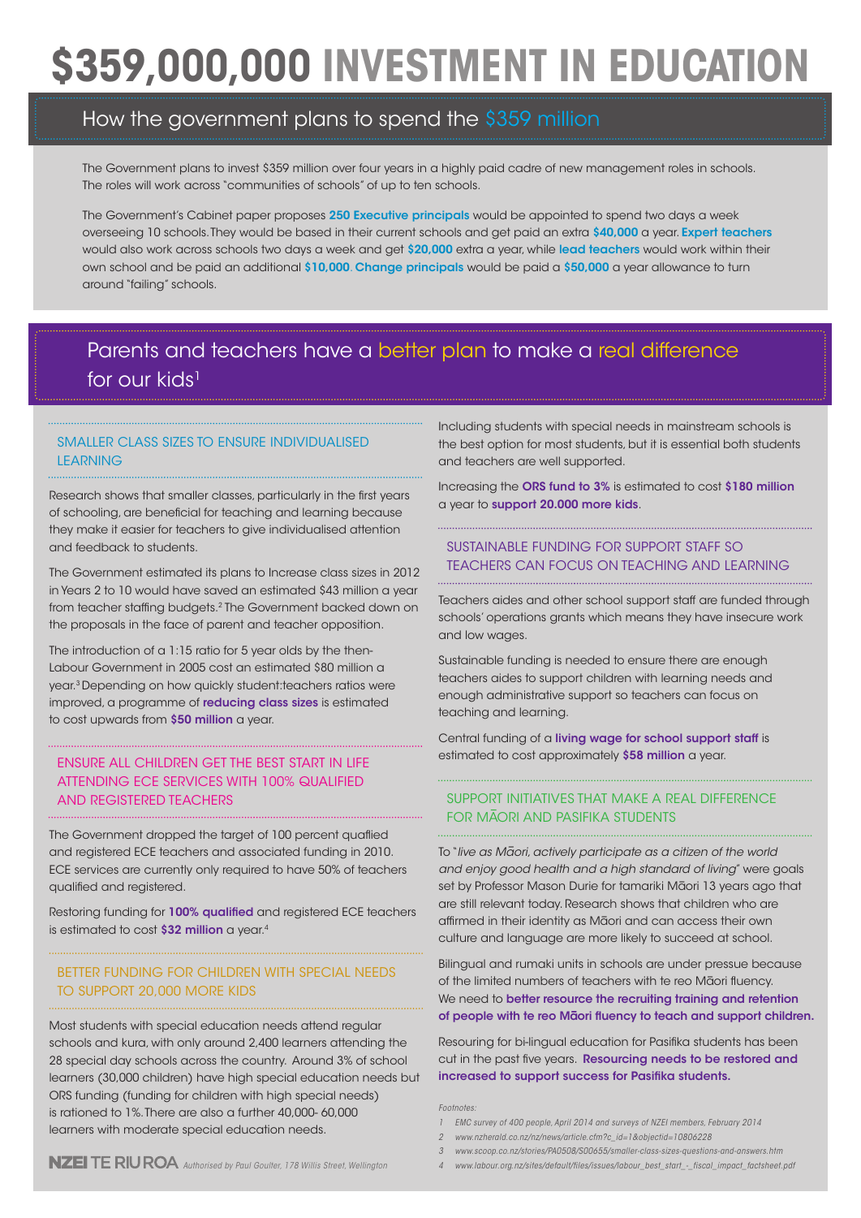# $359,000,000 INVESTMENT IN EDUCATION

## How the government plans to spend the $359 million

The Government plans to invest $359 million over four years in a highly paid cadre of new management roles in schools. The roles will work across "communities of schools" of up to ten schools.

The Government's Cabinet paper proposes **250 Executive principals** would be appointed to spend two days a week overseeing 10 schools. They would be based in their current schools and get paid an extra **$40,000** a year. **Expert teachers** would also work across schools two days a week and get **$20,000** extra a year, while **lead teachers** would work within their own school and be paid an additional **$10,000**. **Change principals** would be paid a **$50,000** a year allowance to turn around "failing" schools.

## Parents and teachers have a better plan to make a real difference for our kids[1]

### SMALLER CLASS SIZES TO ENSURE INDIVIDUALISED LEARNING

Research shows that smaller classes, particularly in the first years of schooling, are beneficial for teaching and learning because they make it easier for teachers to give individualised attention and feedback to students.

The Government estimated its plans to Increase class sizes in 2012 in Years 2 to 10 would have saved an estimated $43 million a year from teacher staffing budgets.[2] The Government backed down on the proposals in the face of parent and teacher opposition.

The introduction of a 1:15 ratio for 5 year olds by the then-Labour Government in 2005 cost an estimated $80 million a year.[3] Depending on how quickly student:teachers ratios were improved, a programme of **reducing class sizes** is estimated to cost upwards from **$50 million** a year.

### ENSURE ALL CHILDREN GET THE BEST START IN LIFE ATTENDING ECE SERVICES WITH 100% QUALIFIED AND REGISTERED TEACHERS

The Government dropped the target of 100 percent quaflied and registered ECE teachers and associated funding in 2010. ECE services are currently only required to have 50% of teachers qualified and registered.

Restoring funding for **100% qualified** and registered ECE teachers is estimated to cost **$32 million** a year.[4]

### BETTER FUNDING FOR CHILDREN WITH SPECIAL NEEDS TO SUPPORT 20,000 MORE KIDS

Most students with special education needs attend regular schools and kura, with only around 2,400 learners attending the 28 special day schools across the country. Around 3% of school learners (30,000 children) have high special education needs but ORS funding (funding for children with high special needs) is rationed to 1%. There are also a further 40,000- 60,000 learners with moderate special education needs.

Including students with special needs in mainstream schools is the best option for most students, but it is essential both students and teachers are well supported.

Increasing the **ORS fund to 3%** is estimated to cost **$180 million** a year to **support 20.000 more kids**.

### SUSTAINABLE FUNDING FOR SUPPORT STAFF SO TEACHERS CAN FOCUS ON TEACHING AND LEARNING

Teachers aides and other school support staff are funded through schools' operations grants which means they have insecure work and low wages.

Sustainable funding is needed to ensure there are enough teachers aides to support children with learning needs and enough administrative support so teachers can focus on teaching and learning.

Central funding of a **living wage for school support staff** is estimated to cost approximately **$58 million** a year.

### SUPPORT INITIATIVES THAT MAKE A REAL DIFFERENCE FOR MĀORI AND PASIFIKA STUDENTS

To "*live as Māori, actively participate as a citizen of the world and enjoy good health and a high standard of living*" were goals set by Professor Mason Durie for tamariki Māori 13 years ago that are still relevant today. Research shows that children who are affirmed in their identity as Māori and can access their own culture and language are more likely to succeed at school.

Bilingual and rumaki units in schools are under pressue because of the limited numbers of teachers with te reo Māori fluency. We need to **better resource the recruiting training and retention of people with te reo Māori fluency to teach and support children.**

Resouring for bi-lingual education for Pasifika students has been cut in the past five years. **Resourcing needs to be restored and increased to support success for Pasifika students.**

*Footnotes:*

1. *EMC survey of 400 people, April 2014 and surveys of NZEI members, February 2014*
2. *www.nzherald.co.nz/nz/news/article.cfm?c_id=1&objectid=10806228*
3. *www.scoop.co.nz/stories/PA0508/S00655/smaller-class-sizes-questions-and-answers.htm*
4. *www.labour.org.nz/sites/default/files/issues/labour_best_start_-_fiscal_impact_factsheet.pdf*

**NZEI TE RIU ROA** *Authorised by Paul Goulter, 178 Willis Street, Wellington*